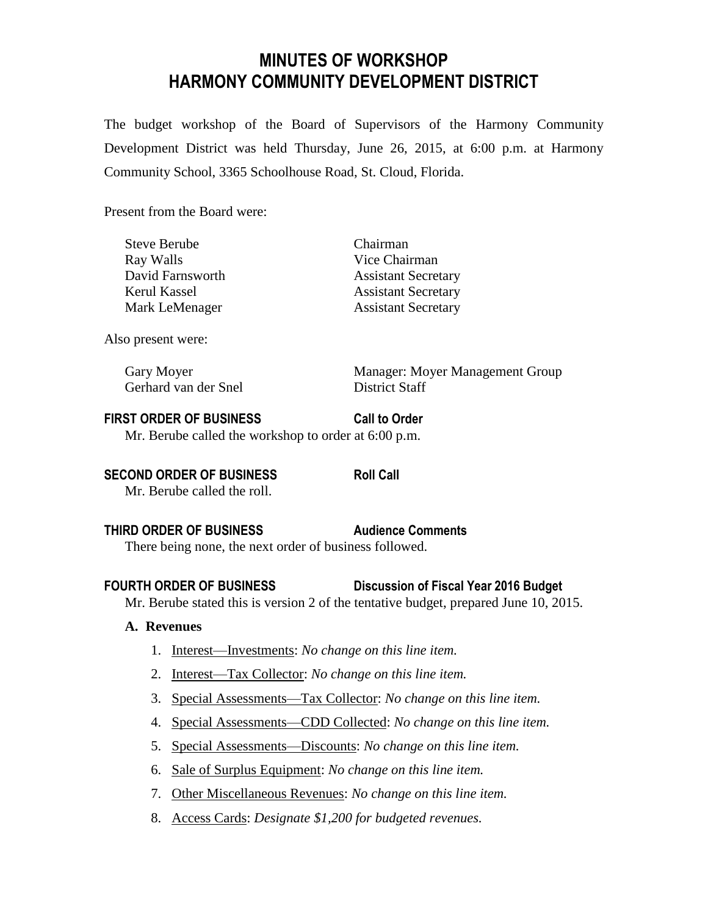# MINUTES OF WORKSHOP
# HARMONY COMMUNITY DEVELOPMENT DISTRICT

The budget workshop of the Board of Supervisors of the Harmony Community Development District was held Thursday, June 26, 2015, at 6:00 p.m. at Harmony Community School, 3365 Schoolhouse Road, St. Cloud, Florida.

Present from the Board were:

| | |
|---|---|
| Steve Berube | Chairman |
| Ray Walls | Vice Chairman |
| David Farnsworth | Assistant Secretary |
| Kerul Kassel | Assistant Secretary |
| Mark LeMenager | Assistant Secretary |

Also present were:

| | |
|---|---|
| Gary Moyer | Manager: Moyer Management Group |
| Gerhard van der Snel | District Staff |

**FIRST ORDER OF BUSINESS** **Call to Order**

Mr. Berube called the workshop to order at 6:00 p.m.

**SECOND ORDER OF BUSINESS** **Roll Call**

Mr. Berube called the roll.

**THIRD ORDER OF BUSINESS** **Audience Comments**

There being none, the next order of business followed.

**FOURTH ORDER OF BUSINESS** **Discussion of Fiscal Year 2016 Budget**

Mr. Berube stated this is version 2 of the tentative budget, prepared June 10, 2015.

**A. Revenues**

1. Interest—Investments: *No change on this line item.*
2. Interest—Tax Collector: *No change on this line item.*
3. Special Assessments—Tax Collector: *No change on this line item.*
4. Special Assessments—CDD Collected: *No change on this line item.*
5. Special Assessments—Discounts: *No change on this line item.*
6. Sale of Surplus Equipment: *No change on this line item.*
7. Other Miscellaneous Revenues: *No change on this line item.*
8. Access Cards: *Designate $1,200 for budgeted revenues.*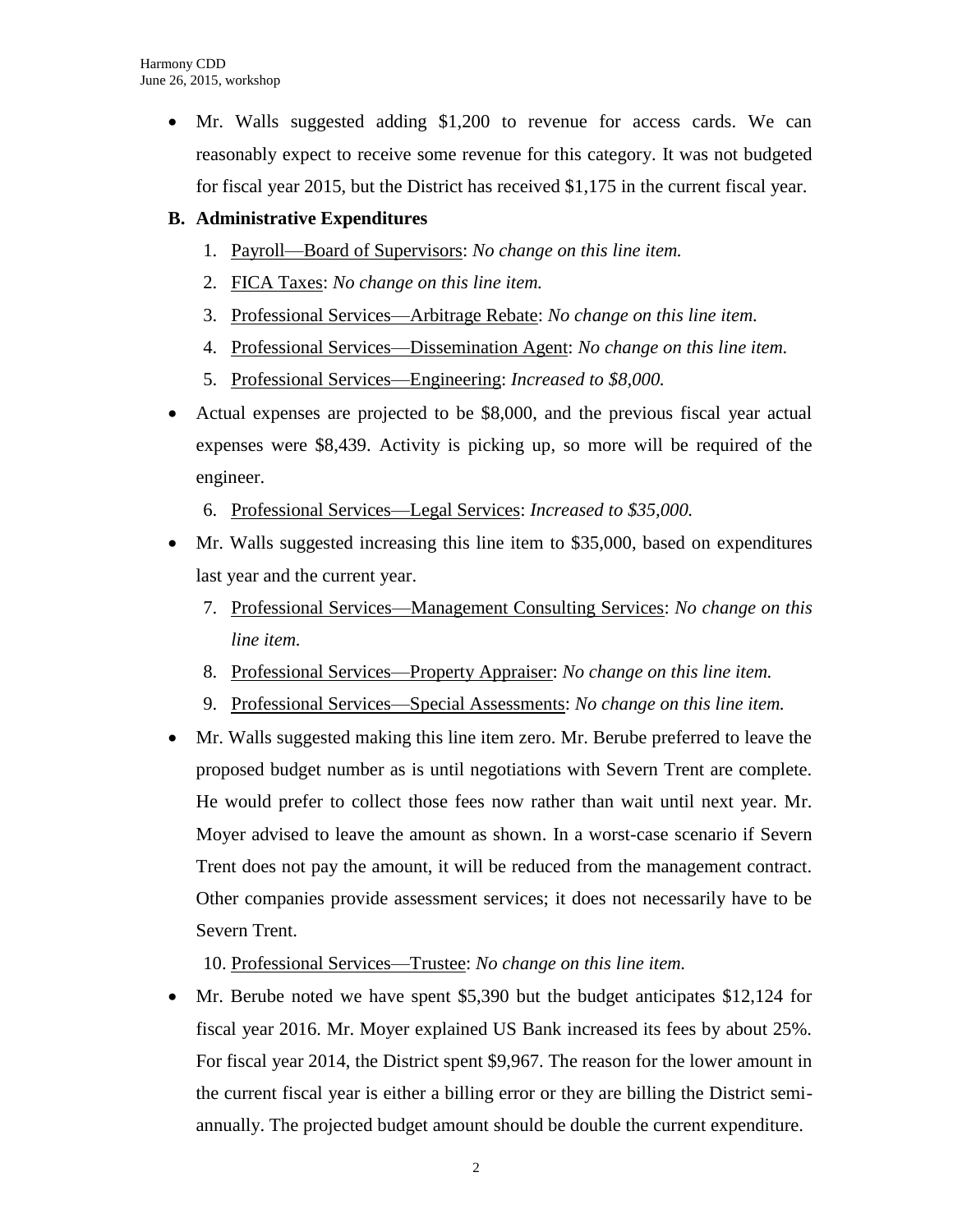- Mr. Walls suggested adding $1,200 to revenue for access cards. We can reasonably expect to receive some revenue for this category. It was not budgeted for fiscal year 2015, but the District has received $1,175 in the current fiscal year.

**B. Administrative Expenditures**

1. Payroll—Board of Supervisors: *No change on this line item.*
2. FICA Taxes: *No change on this line item.*
3. Professional Services—Arbitrage Rebate: *No change on this line item.*
4. Professional Services—Dissemination Agent: *No change on this line item.*
5. Professional Services—Engineering: *Increased to $8,000.*

- Actual expenses are projected to be $8,000, and the previous fiscal year actual expenses were $8,439. Activity is picking up, so more will be required of the engineer.

6. Professional Services—Legal Services: *Increased to $35,000.*

- Mr. Walls suggested increasing this line item to 35,000, based on expenditures last year and the current year.

7. Professional Services—Management Consulting Services: *No change on this line item.*
8. Professional Services—Property Appraiser: *No change on this line item.*
9. Professional Services—Special Assessments: *No change on this line item.*

- Mr. Walls suggested making this line item zero. Mr. Berube preferred to leave the proposed budget number as is until negotiations with Severn Trent are complete. He would prefer to collect those fees now rather than wait until next year. Mr. Moyer advised to leave the amount as shown. In a worst-case scenario if Severn Trent does not pay the amount, it will be reduced from the management contract. Other companies provide assessment services; it does not necessarily have to be Severn Trent.

10. Professional Services—Trustee: *No change on this line item.*

- Mr. Berube noted we have spent $5,390 but the budget anticipates $12,124 for fiscal year 2016. Mr. Moyer explained US Bank increased its fees by about 25%. For fiscal year 2014, the District spent $9,967. The reason for the lower amount in the current fiscal year is either a billing error or they are billing the District semi-annually. The projected budget amount should be double the current expenditure.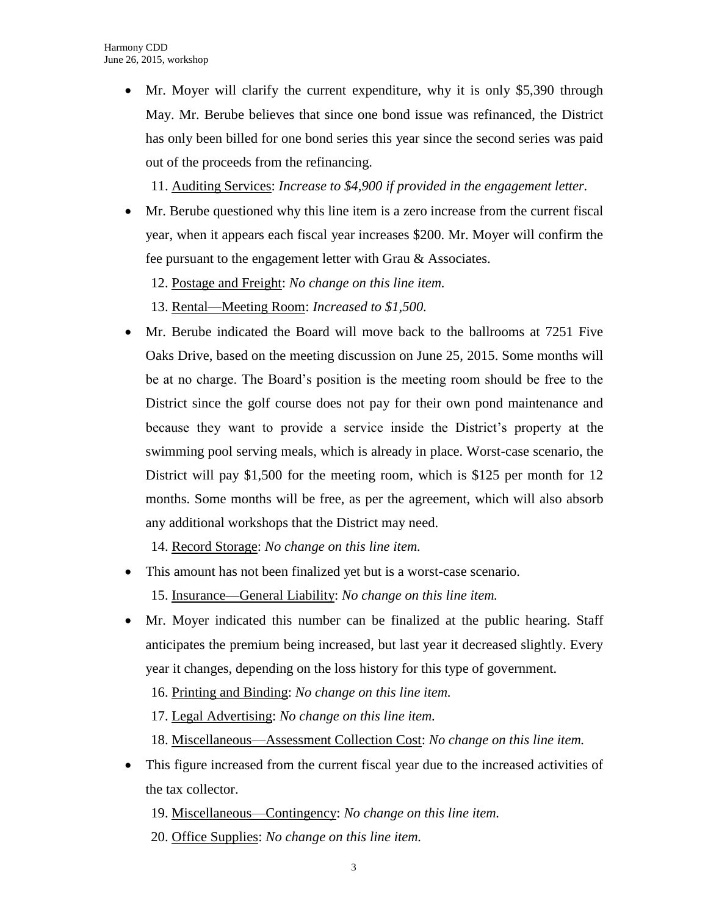- Mr. Moyer will clarify the current expenditure, why it is only $5,390 through May. Mr. Berube believes that since one bond issue was refinanced, the District has only been billed for one bond series this year since the second series was paid out of the proceeds from the refinancing.

  11. Auditing Services: *Increase to $4,900 if provided in the engagement letter.*

- Mr. Berube questioned why this line item is a zero increase from the current fiscal year, when it appears each fiscal year increases $200. Mr. Moyer will confirm the fee pursuant to the engagement letter with Grau & Associates.

  12. Postage and Freight: *No change on this line item.*

  13. Rental—Meeting Room: *Increased to $1,500.*

- Mr. Berube indicated the Board will move back to the ballrooms at 7251 Five Oaks Drive, based on the meeting discussion on June 25, 2015. Some months will be at no charge. The Board's position is the meeting room should be free to the District since the golf course does not pay for their own pond maintenance and because they want to provide a service inside the District's property at the swimming pool serving meals, which is already in place. Worst-case scenario, the District will pay $1,500 for the meeting room, which is $125 per month for 12 months. Some months will be free, as per the agreement, which will also absorb any additional workshops that the District may need.

  14. Record Storage: *No change on this line item.*

- This amount has not been finalized yet but is a worst-case scenario.

  15. Insurance—General Liability: *No change on this line item.*

- Mr. Moyer indicated this number can be finalized at the public hearing. Staff anticipates the premium being increased, but last year it decreased slightly. Every year it changes, depending on the loss history for this type of government.

  16. Printing and Binding: *No change on this line item.*

  17. Legal Advertising: *No change on this line item.*

  18. Miscellaneous—Assessment Collection Cost: *No change on this line item.*

- This figure increased from the current fiscal year due to the increased activities of the tax collector.

  19. Miscellaneous—Contingency: *No change on this line item.*

  20. Office Supplies: *No change on this line item.*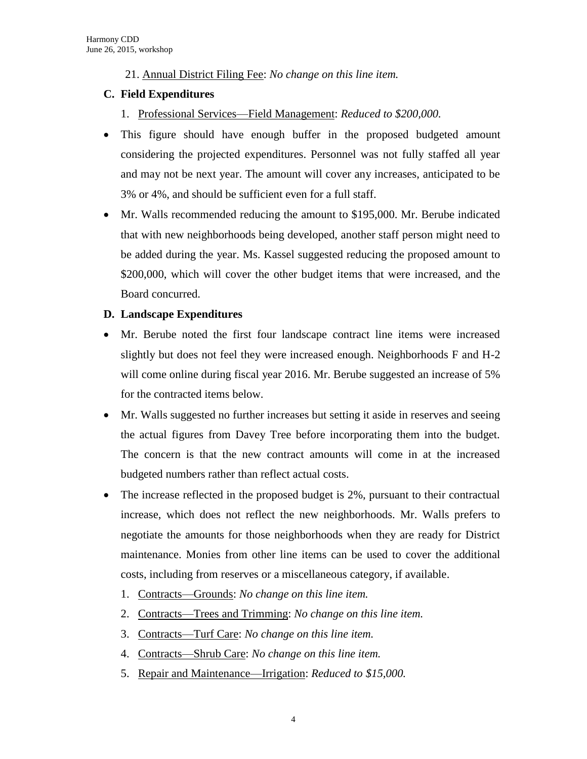21. <u>Annual District Filing Fee</u>: *No change on this line item.*

**C. Field Expenditures**

1. <u>Professional Services—Field Management</u>: *Reduced to $200,000.*

- This figure should have enough buffer in the proposed budgeted amount considering the projected expenditures. Personnel was not fully staffed all year and may not be next year. The amount will cover any increases, anticipated to be 3% or 4%, and should be sufficient even for a full staff.
- Mr. Walls recommended reducing the amount to $195,000. Mr. Berube indicated that with new neighborhoods being developed, another staff person might need to be added during the year. Ms. Kassel suggested reducing the proposed amount to $200,000, which will cover the other budget items that were increased, and the Board concurred.

**D. Landscape Expenditures**

- Mr. Berube noted the first four landscape contract line items were increased slightly but does not feel they were increased enough. Neighborhoods F and H-2 will come online during fiscal year 2016. Mr. Berube suggested an increase of 5% for the contracted items below.
- Mr. Walls suggested no further increases but setting it aside in reserves and seeing the actual figures from Davey Tree before incorporating them into the budget. The concern is that the new contract amounts will come in at the increased budgeted numbers rather than reflect actual costs.
- The increase reflected in the proposed budget is 2%, pursuant to their contractual increase, which does not reflect the new neighborhoods. Mr. Walls prefers to negotiate the amounts for those neighborhoods when they are ready for District maintenance. Monies from other line items can be used to cover the additional costs, including from reserves or a miscellaneous category, if available.

1. <u>Contracts—Grounds</u>: *No change on this line item.*
2. <u>Contracts—Trees and Trimming</u>: *No change on this line item.*
3. <u>Contracts—Turf Care</u>: *No change on this line item.*
4. <u>Contracts—Shrub Care</u>: *No change on this line item.*
5. <u>Repair and Maintenance—Irrigation</u>: *Reduced to $15,000.*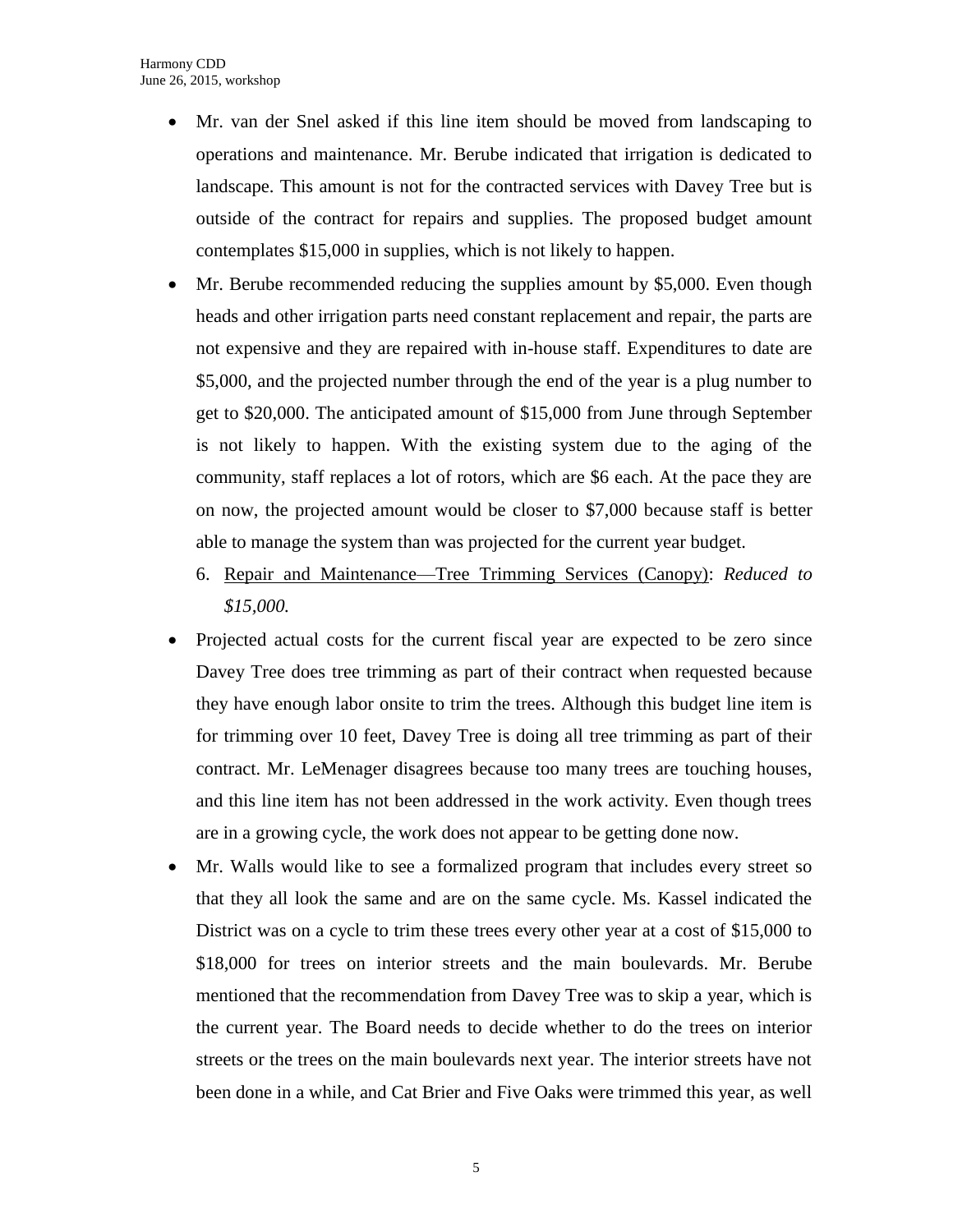- Mr. van der Snel asked if this line item should be moved from landscaping to operations and maintenance. Mr. Berube indicated that irrigation is dedicated to landscape. This amount is not for the contracted services with Davey Tree but is outside of the contract for repairs and supplies. The proposed budget amount contemplates $15,000 in supplies, which is not likely to happen.
- Mr. Berube recommended reducing the supplies amount by $5,000. Even though heads and other irrigation parts need constant replacement and repair, the parts are not expensive and they are repaired with in-house staff. Expenditures to date are $5,000, and the projected number through the end of the year is a plug number to get to $20,000. The anticipated amount of $15,000 from June through September is not likely to happen. With the existing system due to the aging of the community, staff replaces a lot of rotors, which are $6 each. At the pace they are on now, the projected amount would be closer to $7,000 because staff is better able to manage the system than was projected for the current year budget.

6. <u>Repair and Maintenance—Tree Trimming Services (Canopy)</u>: *Reduced to $15,000.*

- Projected actual costs for the current fiscal year are expected to be zero since Davey Tree does tree trimming as part of their contract when requested because they have enough labor onsite to trim the trees. Although this budget line item is for trimming over 10 feet, Davey Tree is doing all tree trimming as part of their contract. Mr. LeMenager disagrees because too many trees are touching houses, and this line item has not been addressed in the work activity. Even though trees are in a growing cycle, the work does not appear to be getting done now.
- Mr. Walls would like to see a formalized program that includes every street so that they all look the same and are on the same cycle. Ms. Kassel indicated the District was on a cycle to trim these trees every other year at a cost of $15,000 to $18,000 for trees on interior streets and the main boulevards. Mr. Berube mentioned that the recommendation from Davey Tree was to skip a year, which is the current year. The Board needs to decide whether to do the trees on interior streets or the trees on the main boulevards next year. The interior streets have not been done in a while, and Cat Brier and Five Oaks were trimmed this year, as well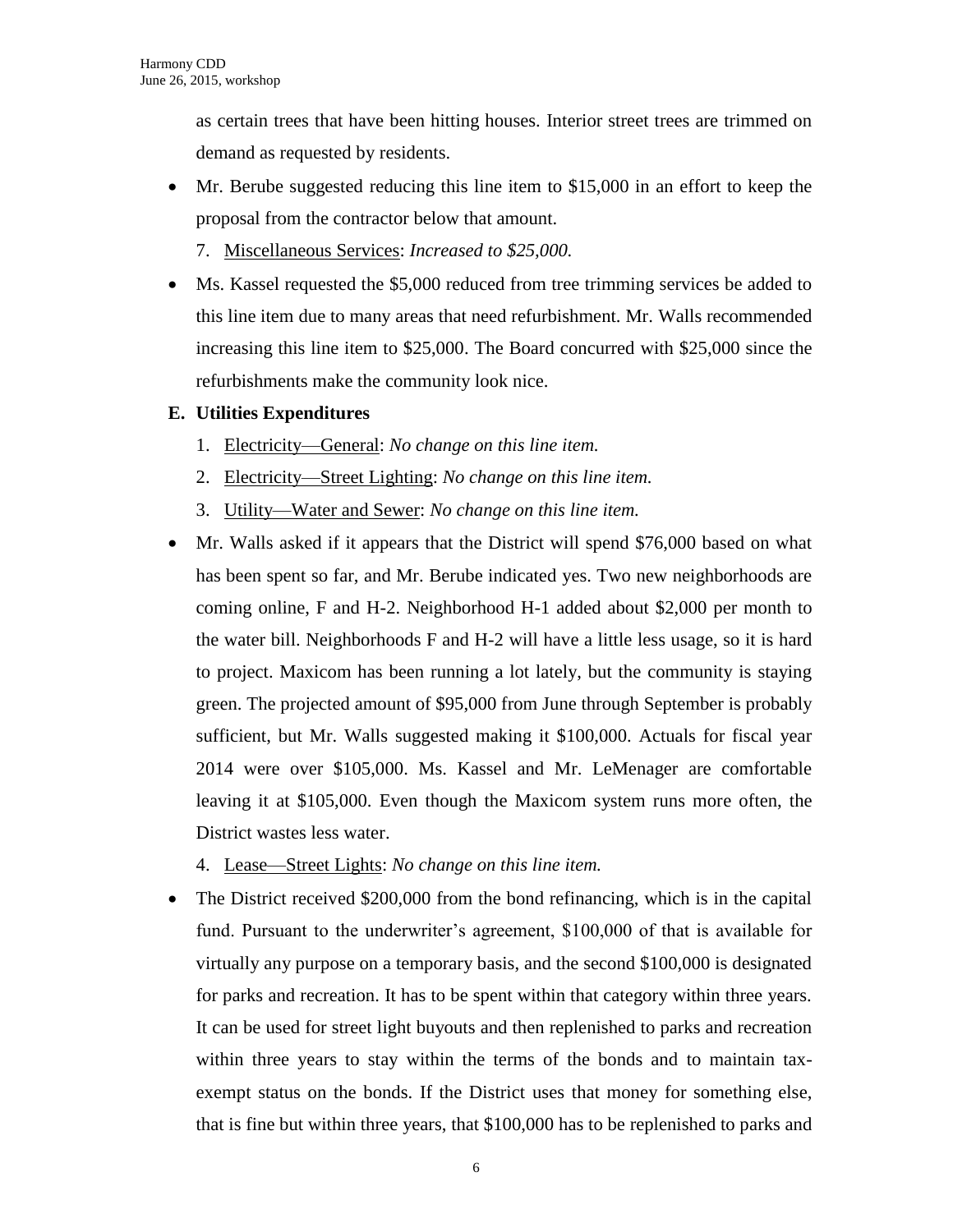as certain trees that have been hitting houses. Interior street trees are trimmed on demand as requested by residents.

- Mr. Berube suggested reducing this line item to $15,000 in an effort to keep the proposal from the contractor below that amount.

  7. Miscellaneous Services: *Increased to $25,000.*

- Ms. Kassel requested the $5,000 reduced from tree trimming services be added to this line item due to many areas that need refurbishment. Mr. Walls recommended increasing this line item to $25,000. The Board concurred with $25,000 since the refurbishments make the community look nice.

**E. Utilities Expenditures**

1. Electricity—General: *No change on this line item.*
2. Electricity—Street Lighting: *No change on this line item.*
3. Utility—Water and Sewer: *No change on this line item.*

- Mr. Walls asked if it appears that the District will spend $76,000 based on what has been spent so far, and Mr. Berube indicated yes. Two new neighborhoods are coming online, F and H-2. Neighborhood H-1 added about $2,000 per month to the water bill. Neighborhoods F and H-2 will have a little less usage, so it is hard to project. Maxicom has been running a lot lately, but the community is staying green. The projected amount of $95,000 from June through September is probably sufficient, but Mr. Walls suggested making it $100,000. Actuals for fiscal year 2014 were over $105,000. Ms. Kassel and Mr. LeMenager are comfortable leaving it at $105,000. Even though the Maxicom system runs more often, the District wastes less water.

  4. Lease—Street Lights: *No change on this line item.*

- The District received $200,000 from the bond refinancing, which is in the capital fund. Pursuant to the underwriter's agreement, $100,000 of that is available for virtually any purpose on a temporary basis, and the second $100,000 is designated for parks and recreation. It has to be spent within that category within three years. It can be used for street light buyouts and then replenished to parks and recreation within three years to stay within the terms of the bonds and to maintain tax-exempt status on the bonds. If the District uses that money for something else, that is fine but within three years, that $100,000 has to be replenished to parks and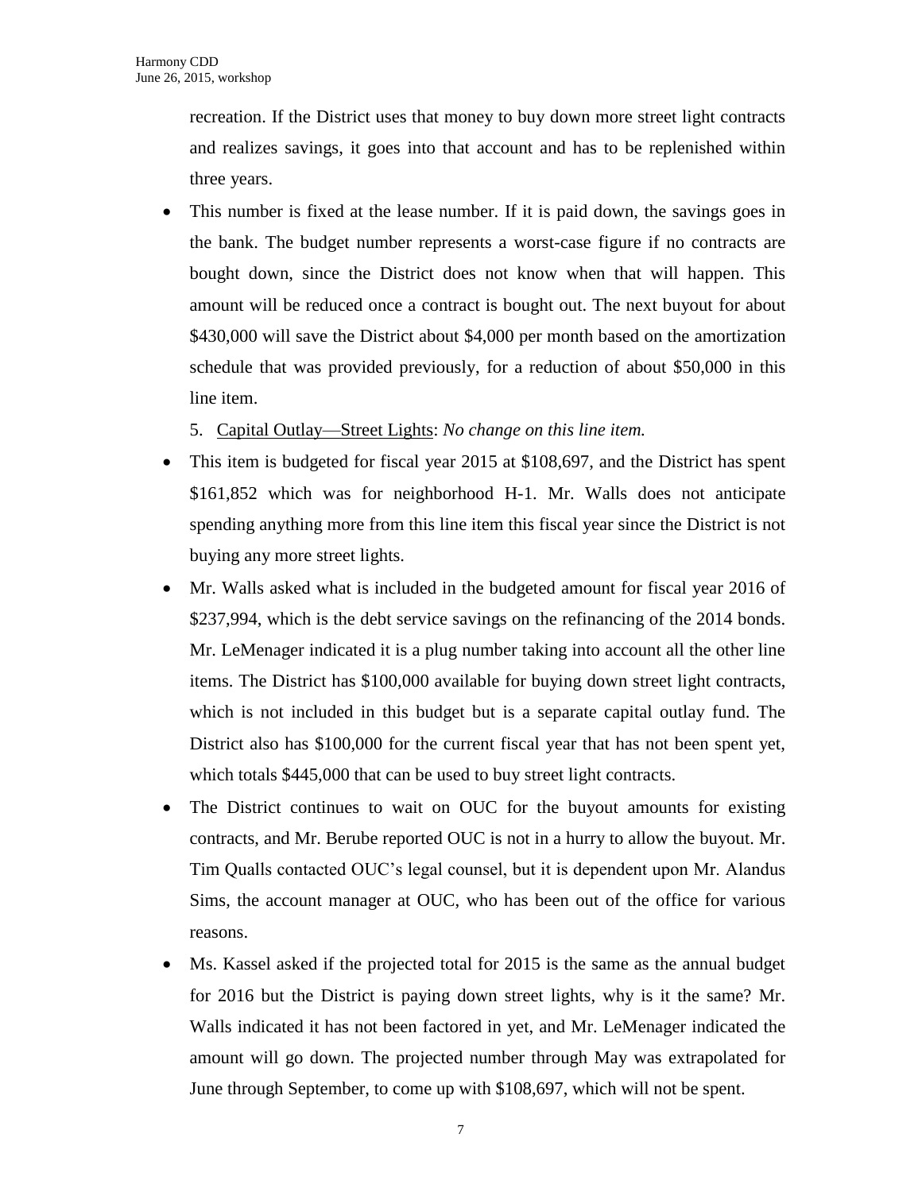recreation. If the District uses that money to buy down more street light contracts and realizes savings, it goes into that account and has to be replenished within three years.

- This number is fixed at the lease number. If it is paid down, the savings goes in the bank. The budget number represents a worst-case figure if no contracts are bought down, since the District does not know when that will happen. This amount will be reduced once a contract is bought out. The next buyout for about \$430,000 will save the District about \$4,000 per month based on the amortization schedule that was provided previously, for a reduction of about \$50,000 in this line item.

5. Capital Outlay—Street Lights: *No change on this line item.*

- This item is budgeted for fiscal year 2015 at \$108,697, and the District has spent \$161,852 which was for neighborhood H-1. Mr. Walls does not anticipate spending anything more from this line item this fiscal year since the District is not buying any more street lights.
- Mr. Walls asked what is included in the budgeted amount for fiscal year 2016 of \$237,994, which is the debt service savings on the refinancing of the 2014 bonds. Mr. LeMenager indicated it is a plug number taking into account all the other line items. The District has \$100,000 available for buying down street light contracts, which is not included in this budget but is a separate capital outlay fund. The District also has \$100,000 for the current fiscal year that has not been spent yet, which totals \$445,000 that can be used to buy street light contracts.
- The District continues to wait on OUC for the buyout amounts for existing contracts, and Mr. Berube reported OUC is not in a hurry to allow the buyout. Mr. Tim Qualls contacted OUC's legal counsel, but it is dependent upon Mr. Alandus Sims, the account manager at OUC, who has been out of the office for various reasons.
- Ms. Kassel asked if the projected total for 2015 is the same as the annual budget for 2016 but the District is paying down street lights, why is it the same? Mr. Walls indicated it has not been factored in yet, and Mr. LeMenager indicated the amount will go down. The projected number through May was extrapolated for June through September, to come up with \$108,697, which will not be spent.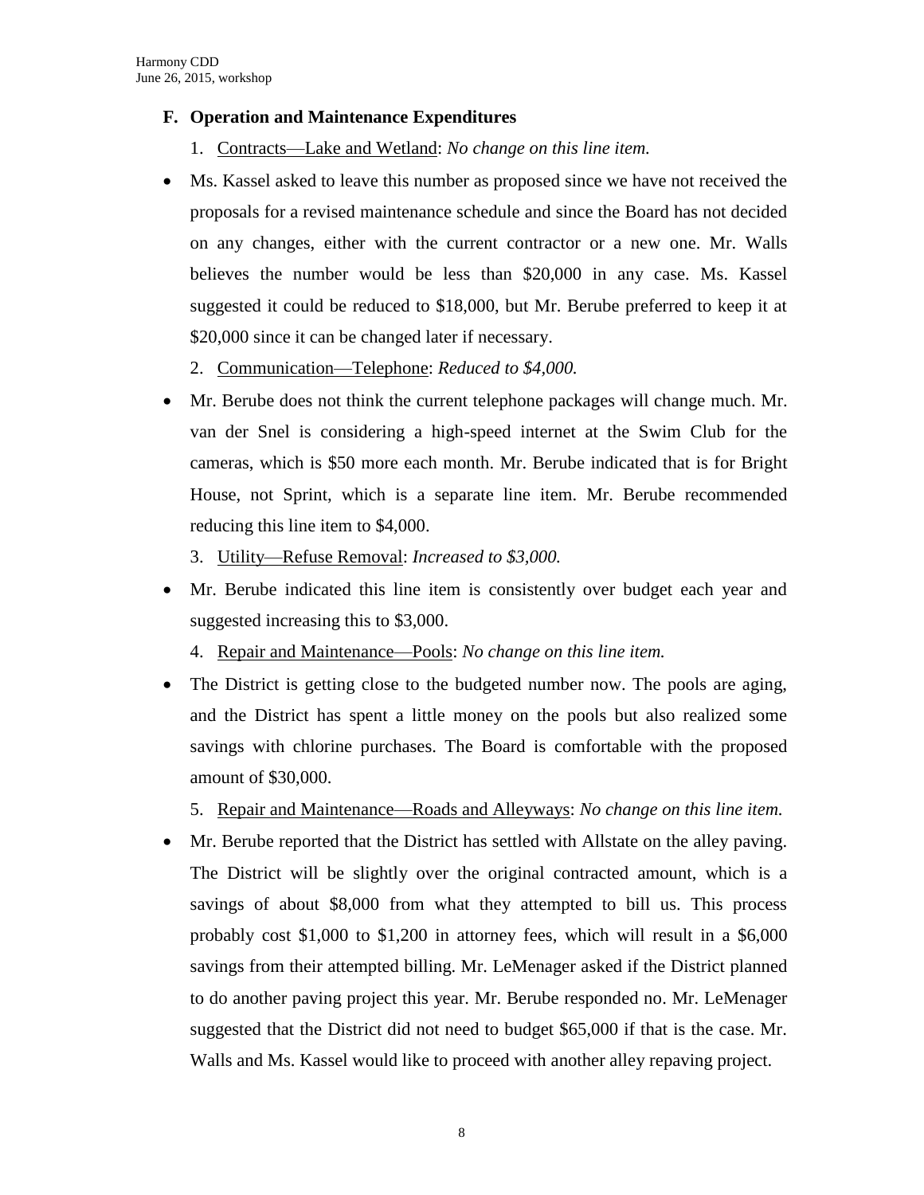## F. Operation and Maintenance Expenditures

1. Contracts—Lake and Wetland: *No change on this line item.*

- Ms. Kassel asked to leave this number as proposed since we have not received the proposals for a revised maintenance schedule and since the Board has not decided on any changes, either with the current contractor or a new one. Mr. Walls believes the number would be less than $20,000 in any case. Ms. Kassel suggested it could be reduced to $18,000, but Mr. Berube preferred to keep it at $20,000 since it can be changed later if necessary.

2. Communication—Telephone: *Reduced to $4,000.*

- Mr. Berube does not think the current telephone packages will change much. Mr. van der Snel is considering a high-speed internet at the Swim Club for the cameras, which is $50 more each month. Mr. Berube indicated that is for Bright House, not Sprint, which is a separate line item. Mr. Berube recommended reducing this line item to $4,000.

3. Utility—Refuse Removal: *Increased to $3,000.*

- Mr. Berube indicated this line item is consistently over budget each year and suggested increasing this to $3,000.

4. Repair and Maintenance—Pools: *No change on this line item.*

- The District is getting close to the budgeted number now. The pools are aging, and the District has spent a little money on the pools but also realized some savings with chlorine purchases. The Board is comfortable with the proposed amount of $30,000.

5. Repair and Maintenance—Roads and Alleyways: *No change on this line item.*

- Mr. Berube reported that the District has settled with Allstate on the alley paving. The District will be slightly over the original contracted amount, which is a savings of about $8,000 from what they attempted to bill us. This process probably cost $1,000 to $1,200 in attorney fees, which will result in a $6,000 savings from their attempted billing. Mr. LeMenager asked if the District planned to do another paving project this year. Mr. Berube responded no. Mr. LeMenager suggested that the District did not need to budget $65,000 if that is the case. Mr. Walls and Ms. Kassel would like to proceed with another alley repaving project.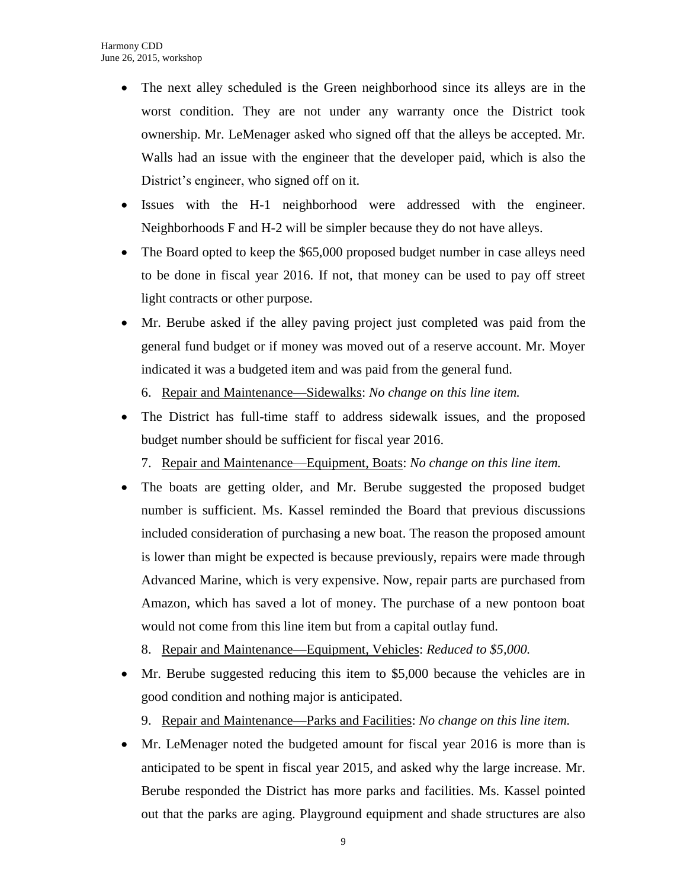- The next alley scheduled is the Green neighborhood since its alleys are in the worst condition. They are not under any warranty once the District took ownership. Mr. LeMenager asked who signed off that the alleys be accepted. Mr. Walls had an issue with the engineer that the developer paid, which is also the District's engineer, who signed off on it.
- Issues with the H-1 neighborhood were addressed with the engineer. Neighborhoods F and H-2 will be simpler because they do not have alleys.
- The Board opted to keep the $65,000 proposed budget number in case alleys need to be done in fiscal year 2016. If not, that money can be used to pay off street light contracts or other purpose.
- Mr. Berube asked if the alley paving project just completed was paid from the general fund budget or if money was moved out of a reserve account. Mr. Moyer indicated it was a budgeted item and was paid from the general fund.

6. Repair and Maintenance—Sidewalks: *No change on this line item.*

- The District has full-time staff to address sidewalk issues, and the proposed budget number should be sufficient for fiscal year 2016.

7. Repair and Maintenance—Equipment, Boats: *No change on this line item.*

- The boats are getting older, and Mr. Berube suggested the proposed budget number is sufficient. Ms. Kassel reminded the Board that previous discussions included consideration of purchasing a new boat. The reason the proposed amount is lower than might be expected is because previously, repairs were made through Advanced Marine, which is very expensive. Now, repair parts are purchased from Amazon, which has saved a lot of money. The purchase of a new pontoon boat would not come from this line item but from a capital outlay fund.

8. Repair and Maintenance—Equipment, Vehicles: *Reduced to $5,000.*

- Mr. Berube suggested reducing this item to $5,000 because the vehicles are in good condition and nothing major is anticipated.

9. Repair and Maintenance—Parks and Facilities: *No change on this line item.*

- Mr. LeMenager noted the budgeted amount for fiscal year 2016 is more than is anticipated to be spent in fiscal year 2015, and asked why the large increase. Mr. Berube responded the District has more parks and facilities. Ms. Kassel pointed out that the parks are aging. Playground equipment and shade structures are also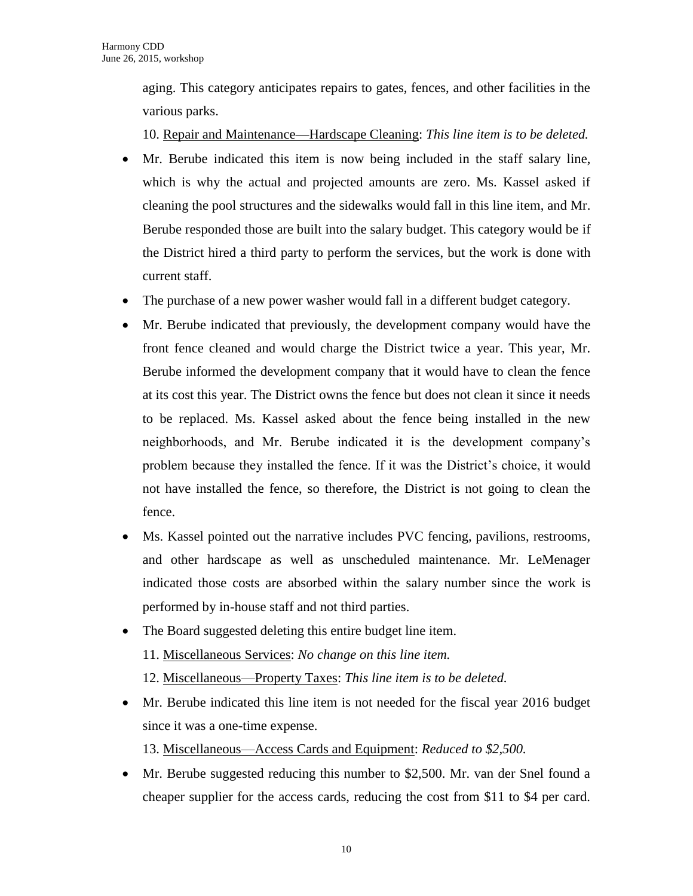aging. This category anticipates repairs to gates, fences, and other facilities in the various parks.

10. Repair and Maintenance—Hardscape Cleaning: *This line item is to be deleted.*

- Mr. Berube indicated this item is now being included in the staff salary line, which is why the actual and projected amounts are zero. Ms. Kassel asked if cleaning the pool structures and the sidewalks would fall in this line item, and Mr. Berube responded those are built into the salary budget. This category would be if the District hired a third party to perform the services, but the work is done with current staff.
- The purchase of a new power washer would fall in a different budget category.
- Mr. Berube indicated that previously, the development company would have the front fence cleaned and would charge the District twice a year. This year, Mr. Berube informed the development company that it would have to clean the fence at its cost this year. The District owns the fence but does not clean it since it needs to be replaced. Ms. Kassel asked about the fence being installed in the new neighborhoods, and Mr. Berube indicated it is the development company's problem because they installed the fence. If it was the District's choice, it would not have installed the fence, so therefore, the District is not going to clean the fence.
- Ms. Kassel pointed out the narrative includes PVC fencing, pavilions, restrooms, and other hardscape as well as unscheduled maintenance. Mr. LeMenager indicated those costs are absorbed within the salary number since the work is performed by in-house staff and not third parties.
- The Board suggested deleting this entire budget line item.

11. Miscellaneous Services: *No change on this line item.*

12. Miscellaneous—Property Taxes: *This line item is to be deleted.*

- Mr. Berube indicated this line item is not needed for the fiscal year 2016 budget since it was a one-time expense.

13. Miscellaneous—Access Cards and Equipment: *Reduced to $2,500.*

- Mr. Berube suggested reducing this number to $2,500. Mr. van der Snel found a cheaper supplier for the access cards, reducing the cost from $11 to $4 per card.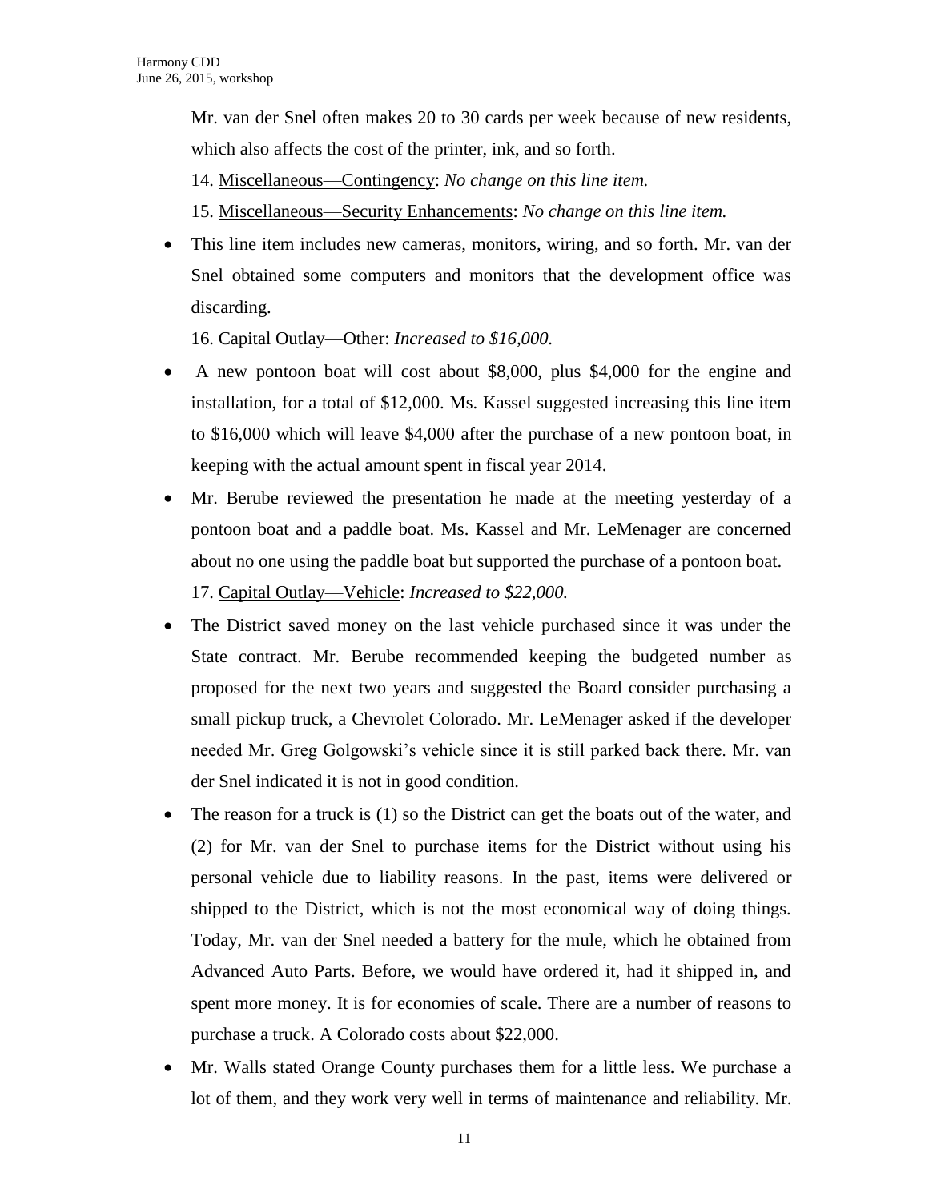Mr. van der Snel often makes 20 to 30 cards per week because of new residents, which also affects the cost of the printer, ink, and so forth.

14. <u>Miscellaneous—Contingency</u>: *No change on this line item.*

15. <u>Miscellaneous—Security Enhancements</u>: *No change on this line item.*

- This line item includes new cameras, monitors, wiring, and so forth. Mr. van der Snel obtained some computers and monitors that the development office was discarding.

16. <u>Capital Outlay—Other</u>: *Increased to $16,000.*

- A new pontoon boat will cost about $8,000, plus $4,000 for the engine and installation, for a total of $12,000. Ms. Kassel suggested increasing this line item to $16,000 which will leave $4,000 after the purchase of a new pontoon boat, in keeping with the actual amount spent in fiscal year 2014.
- Mr. Berube reviewed the presentation he made at the meeting yesterday of a pontoon boat and a paddle boat. Ms. Kassel and Mr. LeMenager are concerned about no one using the paddle boat but supported the purchase of a pontoon boat.

17. <u>Capital Outlay—Vehicle</u>: *Increased to $22,000.*

- The District saved money on the last vehicle purchased since it was under the State contract. Mr. Berube recommended keeping the budgeted number as proposed for the next two years and suggested the Board consider purchasing a small pickup truck, a Chevrolet Colorado. Mr. LeMenager asked if the developer needed Mr. Greg Golgowski's vehicle since it is still parked back there. Mr. van der Snel indicated it is not in good condition.
- The reason for a truck is (1) so the District can get the boats out of the water, and (2) for Mr. van der Snel to purchase items for the District without using his personal vehicle due to liability reasons. In the past, items were delivered or shipped to the District, which is not the most economical way of doing things. Today, Mr. van der Snel needed a battery for the mule, which he obtained from Advanced Auto Parts. Before, we would have ordered it, had it shipped in, and spent more money. It is for economies of scale. There are a number of reasons to purchase a truck. A Colorado costs about $22,000.
- Mr. Walls stated Orange County purchases them for a little less. We purchase a lot of them, and they work very well in terms of maintenance and reliability. Mr.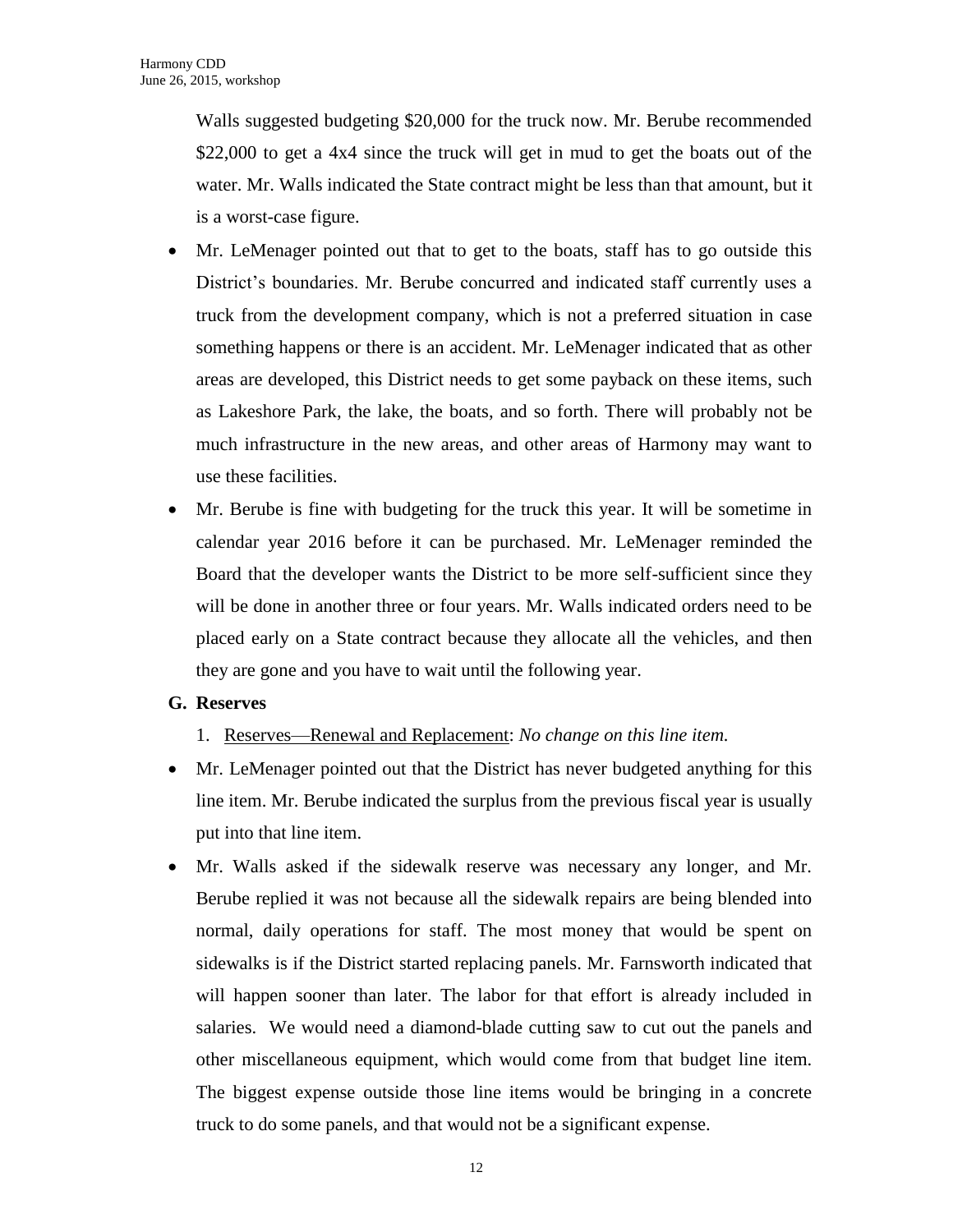Walls suggested budgeting $20,000 for the truck now. Mr. Berube recommended $22,000 to get a 4x4 since the truck will get in mud to get the boats out of the water. Mr. Walls indicated the State contract might be less than that amount, but it is a worst-case figure.

- Mr. LeMenager pointed out that to get to the boats, staff has to go outside this District's boundaries. Mr. Berube concurred and indicated staff currently uses a truck from the development company, which is not a preferred situation in case something happens or there is an accident. Mr. LeMenager indicated that as other areas are developed, this District needs to get some payback on these items, such as Lakeshore Park, the lake, the boats, and so forth. There will probably not be much infrastructure in the new areas, and other areas of Harmony may want to use these facilities.
- Mr. Berube is fine with budgeting for the truck this year. It will be sometime in calendar year 2016 before it can be purchased. Mr. LeMenager reminded the Board that the developer wants the District to be more self-sufficient since they will be done in another three or four years. Mr. Walls indicated orders need to be placed early on a State contract because they allocate all the vehicles, and then they are gone and you have to wait until the following year.

**G. Reserves**

1. Reserves—Renewal and Replacement: *No change on this line item.*

- Mr. LeMenager pointed out that the District has never budgeted anything for this line item. Mr. Berube indicated the surplus from the previous fiscal year is usually put into that line item.
- Mr. Walls asked if the sidewalk reserve was necessary any longer, and Mr. Berube replied it was not because all the sidewalk repairs are being blended into normal, daily operations for staff. The most money that would be spent on sidewalks is if the District started replacing panels. Mr. Farnsworth indicated that will happen sooner than later. The labor for that effort is already included in salaries. We would need a diamond-blade cutting saw to cut out the panels and other miscellaneous equipment, which would come from that budget line item. The biggest expense outside those line items would be bringing in a concrete truck to do some panels, and that would not be a significant expense.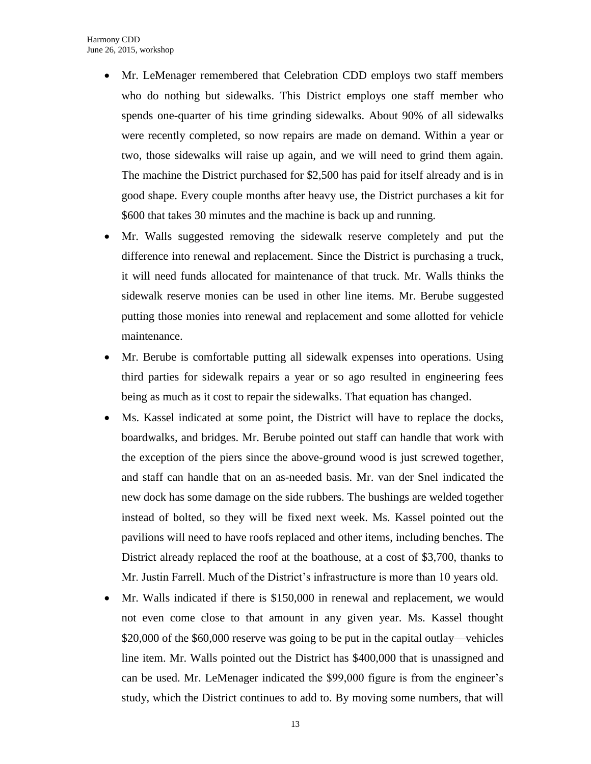- Mr. LeMenager remembered that Celebration CDD employs two staff members who do nothing but sidewalks. This District employs one staff member who spends one-quarter of his time grinding sidewalks. About 90% of all sidewalks were recently completed, so now repairs are made on demand. Within a year or two, those sidewalks will raise up again, and we will need to grind them again. The machine the District purchased for $2,500 has paid for itself already and is in good shape. Every couple months after heavy use, the District purchases a kit for $600 that takes 30 minutes and the machine is back up and running.
- Mr. Walls suggested removing the sidewalk reserve completely and put the difference into renewal and replacement. Since the District is purchasing a truck, it will need funds allocated for maintenance of that truck. Mr. Walls thinks the sidewalk reserve monies can be used in other line items. Mr. Berube suggested putting those monies into renewal and replacement and some allotted for vehicle maintenance.
- Mr. Berube is comfortable putting all sidewalk expenses into operations. Using third parties for sidewalk repairs a year or so ago resulted in engineering fees being as much as it cost to repair the sidewalks. That equation has changed.
- Ms. Kassel indicated at some point, the District will have to replace the docks, boardwalks, and bridges. Mr. Berube pointed out staff can handle that work with the exception of the piers since the above-ground wood is just screwed together, and staff can handle that on an as-needed basis. Mr. van der Snel indicated the new dock has some damage on the side rubbers. The bushings are welded together instead of bolted, so they will be fixed next week. Ms. Kassel pointed out the pavilions will need to have roofs replaced and other items, including benches. The District already replaced the roof at the boathouse, at a cost of $3,700, thanks to Mr. Justin Farrell. Much of the District's infrastructure is more than 10 years old.
- Mr. Walls indicated if there is $150,000 in renewal and replacement, we would not even come close to that amount in any given year. Ms. Kassel thought $20,000 of the $60,000 reserve was going to be put in the capital outlay—vehicles line item. Mr. Walls pointed out the District has $400,000 that is unassigned and can be used. Mr. LeMenager indicated the $99,000 figure is from the engineer's study, which the District continues to add to. By moving some numbers, that will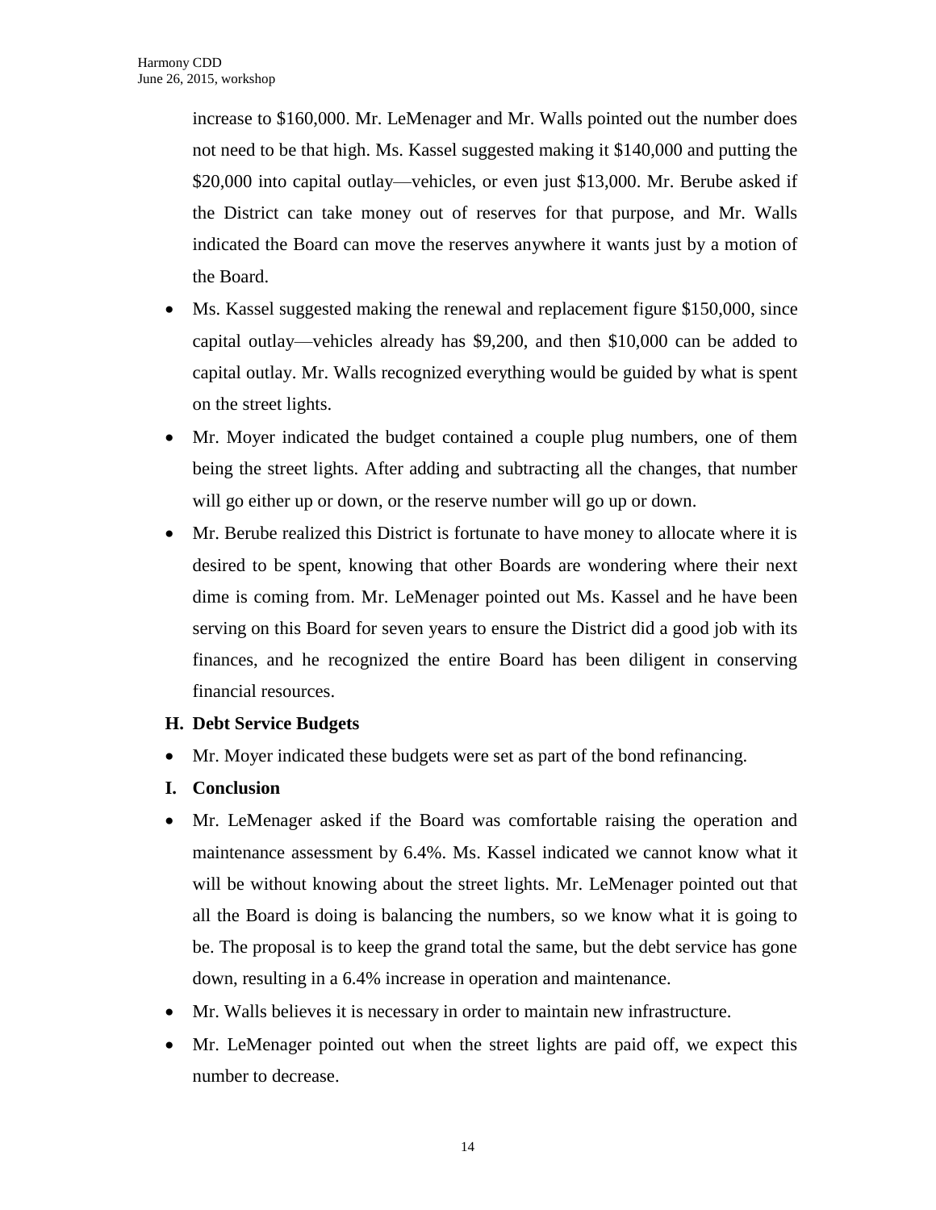increase to $160,000. Mr. LeMenager and Mr. Walls pointed out the number does not need to be that high. Ms. Kassel suggested making it $140,000 and putting the $20,000 into capital outlay—vehicles, or even just $13,000. Mr. Berube asked if the District can take money out of reserves for that purpose, and Mr. Walls indicated the Board can move the reserves anywhere it wants just by a motion of the Board.

- Ms. Kassel suggested making the renewal and replacement figure $150,000, since capital outlay—vehicles already has $9,200, and then $10,000 can be added to capital outlay. Mr. Walls recognized everything would be guided by what is spent on the street lights.
- Mr. Moyer indicated the budget contained a couple plug numbers, one of them being the street lights. After adding and subtracting all the changes, that number will go either up or down, or the reserve number will go up or down.
- Mr. Berube realized this District is fortunate to have money to allocate where it is desired to be spent, knowing that other Boards are wondering where their next dime is coming from. Mr. LeMenager pointed out Ms. Kassel and he have been serving on this Board for seven years to ensure the District did a good job with its finances, and he recognized the entire Board has been diligent in conserving financial resources.

**H. Debt Service Budgets**

- Mr. Moyer indicated these budgets were set as part of the bond refinancing.

**I. Conclusion**

- Mr. LeMenager asked if the Board was comfortable raising the operation and maintenance assessment by 6.4%. Ms. Kassel indicated we cannot know what it will be without knowing about the street lights. Mr. LeMenager pointed out that all the Board is doing is balancing the numbers, so we know what it is going to be. The proposal is to keep the grand total the same, but the debt service has gone down, resulting in a 6.4% increase in operation and maintenance.
- Mr. Walls believes it is necessary in order to maintain new infrastructure.
- Mr. LeMenager pointed out when the street lights are paid off, we expect this number to decrease.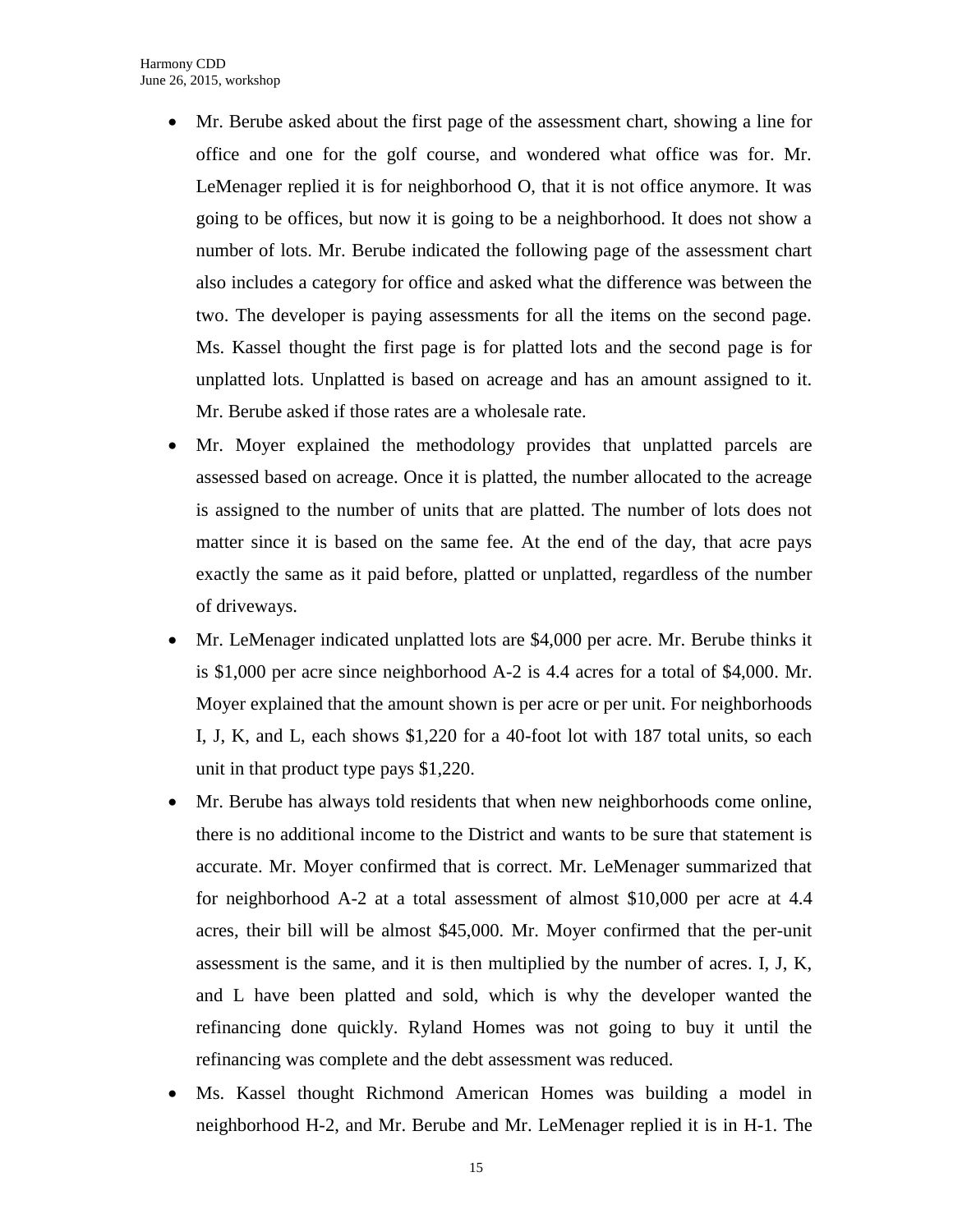- Mr. Berube asked about the first page of the assessment chart, showing a line for office and one for the golf course, and wondered what office was for. Mr. LeMenager replied it is for neighborhood O, that it is not office anymore. It was going to be offices, but now it is going to be a neighborhood. It does not show a number of lots. Mr. Berube indicated the following page of the assessment chart also includes a category for office and asked what the difference was between the two. The developer is paying assessments for all the items on the second page. Ms. Kassel thought the first page is for platted lots and the second page is for unplatted lots. Unplatted is based on acreage and has an amount assigned to it. Mr. Berube asked if those rates are a wholesale rate.
- Mr. Moyer explained the methodology provides that unplatted parcels are assessed based on acreage. Once it is platted, the number allocated to the acreage is assigned to the number of units that are platted. The number of lots does not matter since it is based on the same fee. At the end of the day, that acre pays exactly the same as it paid before, platted or unplatted, regardless of the number of driveways.
- Mr. LeMenager indicated unplatted lots are $4,000 per acre. Mr. Berube thinks it is $1,000 per acre since neighborhood A-2 is 4.4 acres for a total of $4,000. Mr. Moyer explained that the amount shown is per acre or per unit. For neighborhoods I, J, K, and L, each shows $1,220 for a 40-foot lot with 187 total units, so each unit in that product type pays $1,220.
- Mr. Berube has always told residents that when new neighborhoods come online, there is no additional income to the District and wants to be sure that statement is accurate. Mr. Moyer confirmed that is correct. Mr. LeMenager summarized that for neighborhood A-2 at a total assessment of almost $10,000 per acre at 4.4 acres, their bill will be almost $45,000. Mr. Moyer confirmed that the per-unit assessment is the same, and it is then multiplied by the number of acres. I, J, K, and L have been platted and sold, which is why the developer wanted the refinancing done quickly. Ryland Homes was not going to buy it until the refinancing was complete and the debt assessment was reduced.
- Ms. Kassel thought Richmond American Homes was building a model in neighborhood H-2, and Mr. Berube and Mr. LeMenager replied it is in H-1. The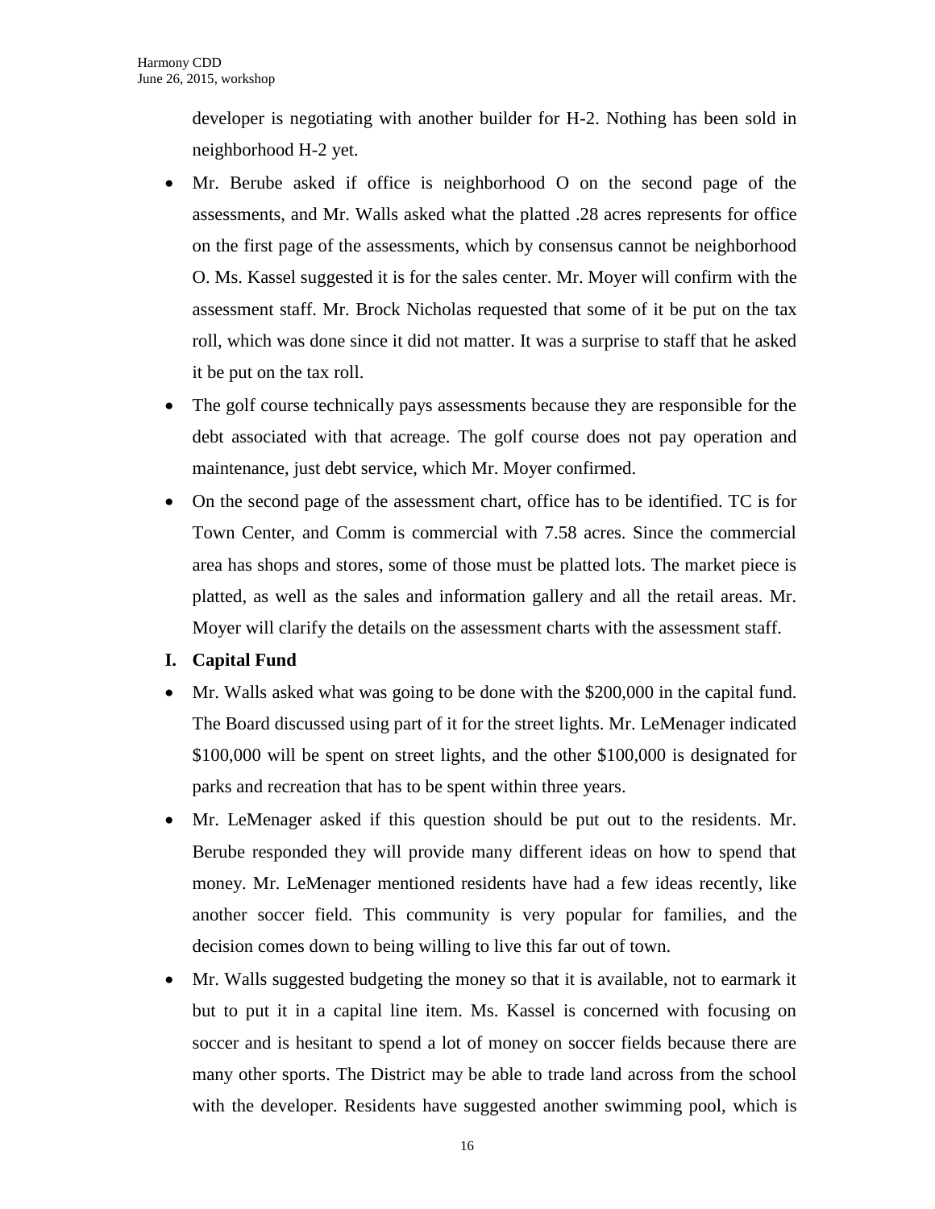developer is negotiating with another builder for H-2. Nothing has been sold in neighborhood H-2 yet.

- Mr. Berube asked if office is neighborhood O on the second page of the assessments, and Mr. Walls asked what the platted .28 acres represents for office on the first page of the assessments, which by consensus cannot be neighborhood O. Ms. Kassel suggested it is for the sales center. Mr. Moyer will confirm with the assessment staff. Mr. Brock Nicholas requested that some of it be put on the tax roll, which was done since it did not matter. It was a surprise to staff that he asked it be put on the tax roll.
- The golf course technically pays assessments because they are responsible for the debt associated with that acreage. The golf course does not pay operation and maintenance, just debt service, which Mr. Moyer confirmed.
- On the second page of the assessment chart, office has to be identified. TC is for Town Center, and Comm is commercial with 7.58 acres. Since the commercial area has shops and stores, some of those must be platted lots. The market piece is platted, as well as the sales and information gallery and all the retail areas. Mr. Moyer will clarify the details on the assessment charts with the assessment staff.

**I. Capital Fund**

- Mr. Walls asked what was going to be done with the $200,000 in the capital fund. The Board discussed using part of it for the street lights. Mr. LeMenager indicated $100,000 will be spent on street lights, and the other $100,000 is designated for parks and recreation that has to be spent within three years.
- Mr. LeMenager asked if this question should be put out to the residents. Mr. Berube responded they will provide many different ideas on how to spend that money. Mr. LeMenager mentioned residents have had a few ideas recently, like another soccer field. This community is very popular for families, and the decision comes down to being willing to live this far out of town.
- Mr. Walls suggested budgeting the money so that it is available, not to earmark it but to put it in a capital line item. Ms. Kassel is concerned with focusing on soccer and is hesitant to spend a lot of money on soccer fields because there are many other sports. The District may be able to trade land across from the school with the developer. Residents have suggested another swimming pool, which is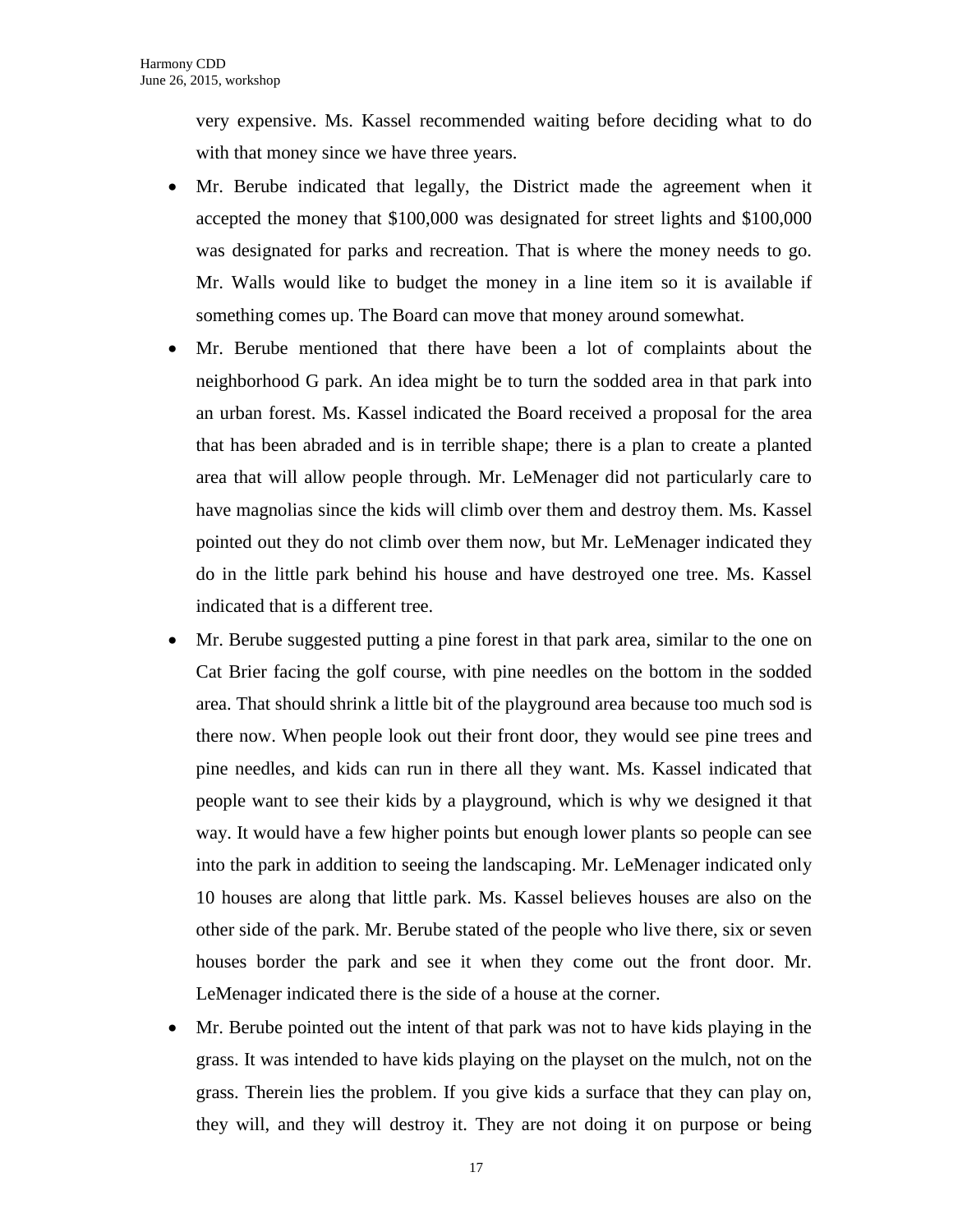very expensive. Ms. Kassel recommended waiting before deciding what to do with that money since we have three years.

- Mr. Berube indicated that legally, the District made the agreement when it accepted the money that $100,000 was designated for street lights and $100,000 was designated for parks and recreation. That is where the money needs to go. Mr. Walls would like to budget the money in a line item so it is available if something comes up. The Board can move that money around somewhat.
- Mr. Berube mentioned that there have been a lot of complaints about the neighborhood G park. An idea might be to turn the sodded area in that park into an urban forest. Ms. Kassel indicated the Board received a proposal for the area that has been abraded and is in terrible shape; there is a plan to create a planted area that will allow people through. Mr. LeMenager did not particularly care to have magnolias since the kids will climb over them and destroy them. Ms. Kassel pointed out they do not climb over them now, but Mr. LeMenager indicated they do in the little park behind his house and have destroyed one tree. Ms. Kassel indicated that is a different tree.
- Mr. Berube suggested putting a pine forest in that park area, similar to the one on Cat Brier facing the golf course, with pine needles on the bottom in the sodded area. That should shrink a little bit of the playground area because too much sod is there now. When people look out their front door, they would see pine trees and pine needles, and kids can run in there all they want. Ms. Kassel indicated that people want to see their kids by a playground, which is why we designed it that way. It would have a few higher points but enough lower plants so people can see into the park in addition to seeing the landscaping. Mr. LeMenager indicated only 10 houses are along that little park. Ms. Kassel believes houses are also on the other side of the park. Mr. Berube stated of the people who live there, six or seven houses border the park and see it when they come out the front door. Mr. LeMenager indicated there is the side of a house at the corner.
- Mr. Berube pointed out the intent of that park was not to have kids playing in the grass. It was intended to have kids playing on the playset on the mulch, not on the grass. Therein lies the problem. If you give kids a surface that they can play on, they will, and they will destroy it. They are not doing it on purpose or being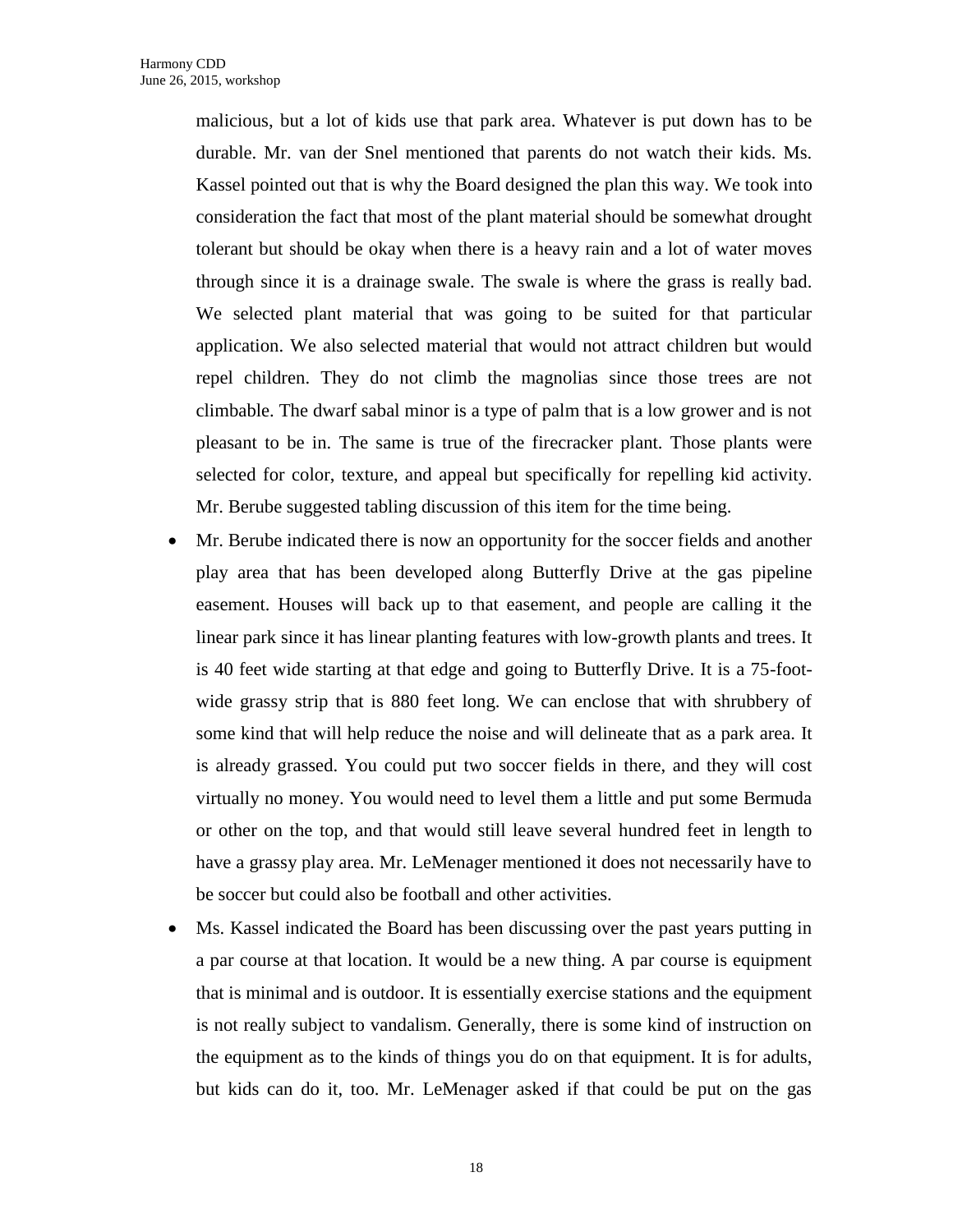malicious, but a lot of kids use that park area. Whatever is put down has to be durable. Mr. van der Snel mentioned that parents do not watch their kids. Ms. Kassel pointed out that is why the Board designed the plan this way. We took into consideration the fact that most of the plant material should be somewhat drought tolerant but should be okay when there is a heavy rain and a lot of water moves through since it is a drainage swale. The swale is where the grass is really bad. We selected plant material that was going to be suited for that particular application. We also selected material that would not attract children but would repel children. They do not climb the magnolias since those trees are not climbable. The dwarf sabal minor is a type of palm that is a low grower and is not pleasant to be in. The same is true of the firecracker plant. Those plants were selected for color, texture, and appeal but specifically for repelling kid activity. Mr. Berube suggested tabling discussion of this item for the time being.

- Mr. Berube indicated there is now an opportunity for the soccer fields and another play area that has been developed along Butterfly Drive at the gas pipeline easement. Houses will back up to that easement, and people are calling it the linear park since it has linear planting features with low-growth plants and trees. It is 40 feet wide starting at that edge and going to Butterfly Drive. It is a 75-foot-wide grassy strip that is 880 feet long. We can enclose that with shrubbery of some kind that will help reduce the noise and will delineate that as a park area. It is already grassed. You could put two soccer fields in there, and they will cost virtually no money. You would need to level them a little and put some Bermuda or other on the top, and that would still leave several hundred feet in length to have a grassy play area. Mr. LeMenager mentioned it does not necessarily have to be soccer but could also be football and other activities.
- Ms. Kassel indicated the Board has been discussing over the past years putting in a par course at that location. It would be a new thing. A par course is equipment that is minimal and is outdoor. It is essentially exercise stations and the equipment is not really subject to vandalism. Generally, there is some kind of instruction on the equipment as to the kinds of things you do on that equipment. It is for adults, but kids can do it, too. Mr. LeMenager asked if that could be put on the gas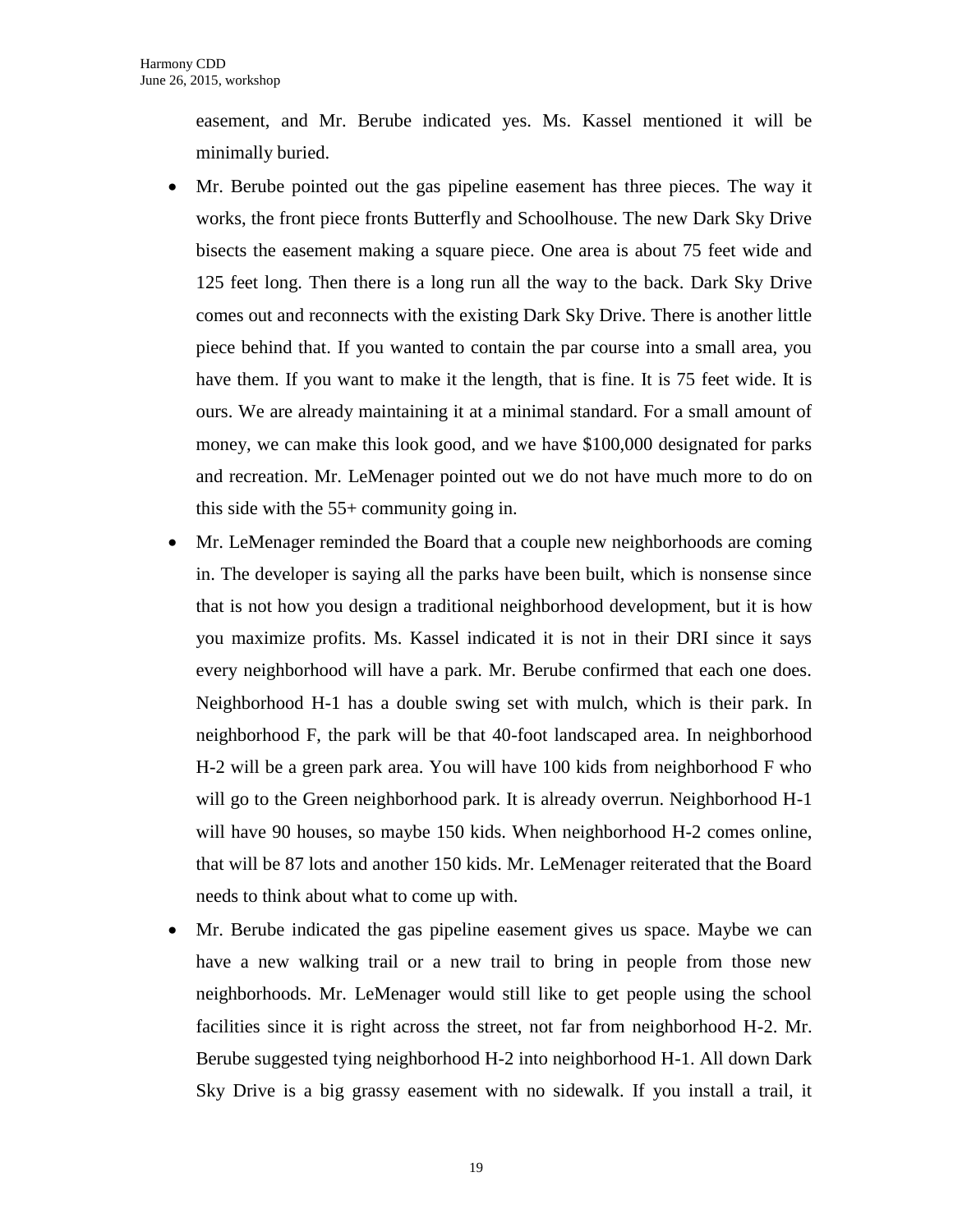easement, and Mr. Berube indicated yes. Ms. Kassel mentioned it will be minimally buried.

- Mr. Berube pointed out the gas pipeline easement has three pieces. The way it works, the front piece fronts Butterfly and Schoolhouse. The new Dark Sky Drive bisects the easement making a square piece. One area is about 75 feet wide and 125 feet long. Then there is a long run all the way to the back. Dark Sky Drive comes out and reconnects with the existing Dark Sky Drive. There is another little piece behind that. If you wanted to contain the par course into a small area, you have them. If you want to make it the length, that is fine. It is 75 feet wide. It is ours. We are already maintaining it at a minimal standard. For a small amount of money, we can make this look good, and we have $100,000 designated for parks and recreation. Mr. LeMenager pointed out we do not have much more to do on this side with the 55+ community going in.
- Mr. LeMenager reminded the Board that a couple new neighborhoods are coming in. The developer is saying all the parks have been built, which is nonsense since that is not how you design a traditional neighborhood development, but it is how you maximize profits. Ms. Kassel indicated it is not in their DRI since it says every neighborhood will have a park. Mr. Berube confirmed that each one does. Neighborhood H-1 has a double swing set with mulch, which is their park. In neighborhood F, the park will be that 40-foot landscaped area. In neighborhood H-2 will be a green park area. You will have 100 kids from neighborhood F who will go to the Green neighborhood park. It is already overrun. Neighborhood H-1 will have 90 houses, so maybe 150 kids. When neighborhood H-2 comes online, that will be 87 lots and another 150 kids. Mr. LeMenager reiterated that the Board needs to think about what to come up with.
- Mr. Berube indicated the gas pipeline easement gives us space. Maybe we can have a new walking trail or a new trail to bring in people from those new neighborhoods. Mr. LeMenager would still like to get people using the school facilities since it is right across the street, not far from neighborhood H-2. Mr. Berube suggested tying neighborhood H-2 into neighborhood H-1. All down Dark Sky Drive is a big grassy easement with no sidewalk. If you install a trail, it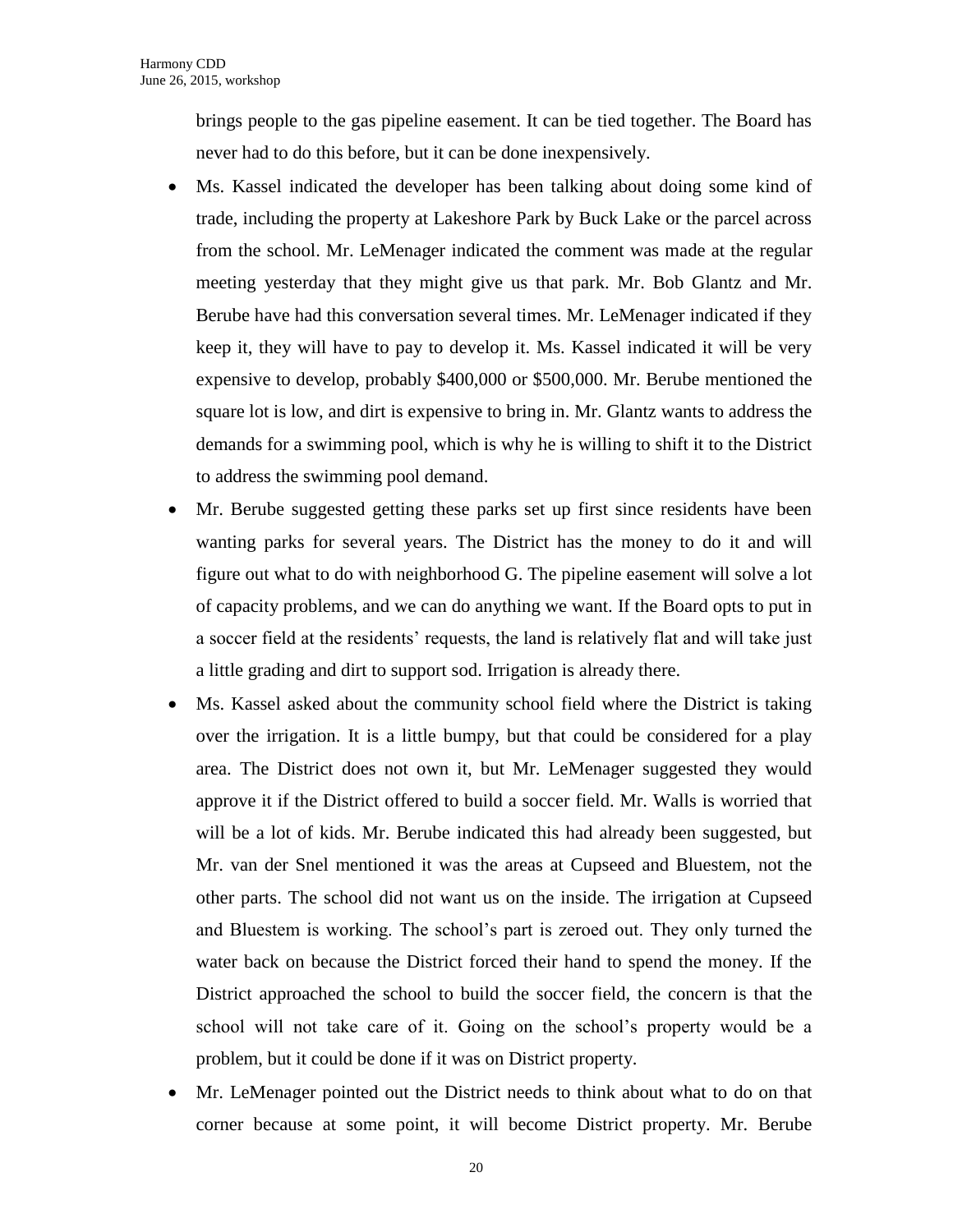brings people to the gas pipeline easement. It can be tied together. The Board has never had to do this before, but it can be done inexpensively.

- Ms. Kassel indicated the developer has been talking about doing some kind of trade, including the property at Lakeshore Park by Buck Lake or the parcel across from the school. Mr. LeMenager indicated the comment was made at the regular meeting yesterday that they might give us that park. Mr. Bob Glantz and Mr. Berube have had this conversation several times. Mr. LeMenager indicated if they keep it, they will have to pay to develop it. Ms. Kassel indicated it will be very expensive to develop, probably $400,000 or $500,000. Mr. Berube mentioned the square lot is low, and dirt is expensive to bring in. Mr. Glantz wants to address the demands for a swimming pool, which is why he is willing to shift it to the District to address the swimming pool demand.
- Mr. Berube suggested getting these parks set up first since residents have been wanting parks for several years. The District has the money to do it and will figure out what to do with neighborhood G. The pipeline easement will solve a lot of capacity problems, and we can do anything we want. If the Board opts to put in a soccer field at the residents' requests, the land is relatively flat and will take just a little grading and dirt to support sod. Irrigation is already there.
- Ms. Kassel asked about the community school field where the District is taking over the irrigation. It is a little bumpy, but that could be considered for a play area. The District does not own it, but Mr. LeMenager suggested they would approve it if the District offered to build a soccer field. Mr. Walls is worried that will be a lot of kids. Mr. Berube indicated this had already been suggested, but Mr. van der Snel mentioned it was the areas at Cupseed and Bluestem, not the other parts. The school did not want us on the inside. The irrigation at Cupseed and Bluestem is working. The school's part is zeroed out. They only turned the water back on because the District forced their hand to spend the money. If the District approached the school to build the soccer field, the concern is that the school will not take care of it. Going on the school's property would be a problem, but it could be done if it was on District property.
- Mr. LeMenager pointed out the District needs to think about what to do on that corner because at some point, it will become District property. Mr. Berube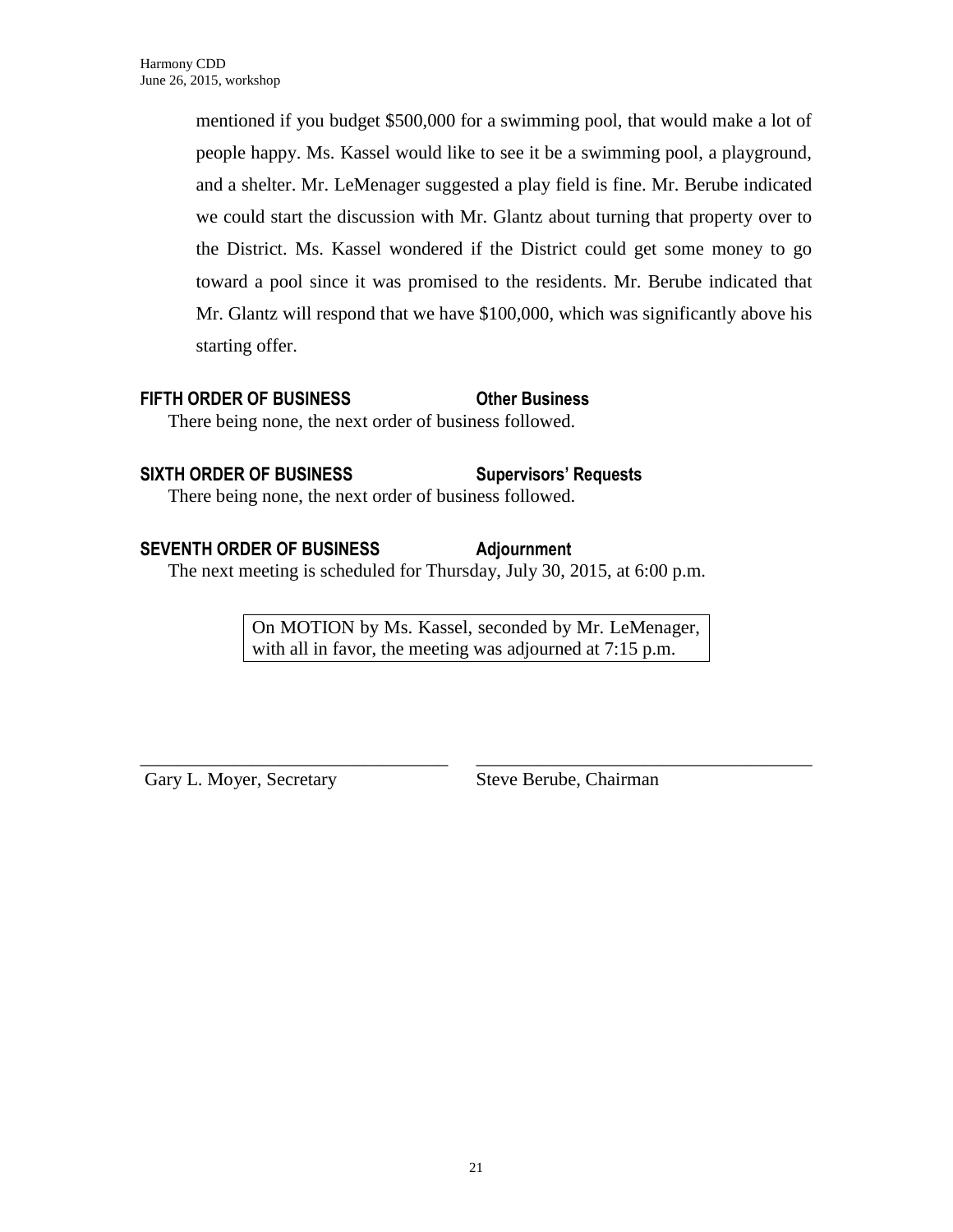mentioned if you budget $500,000 for a swimming pool, that would make a lot of people happy. Ms. Kassel would like to see it be a swimming pool, a playground, and a shelter. Mr. LeMenager suggested a play field is fine. Mr. Berube indicated we could start the discussion with Mr. Glantz about turning that property over to the District. Ms. Kassel wondered if the District could get some money to go toward a pool since it was promised to the residents. Mr. Berube indicated that Mr. Glantz will respond that we have $100,000, which was significantly above his starting offer.

**FIFTH ORDER OF BUSINESS Other Business**

There being none, the next order of business followed.

**SIXTH ORDER OF BUSINESS Supervisors' Requests**

There being none, the next order of business followed.

**SEVENTH ORDER OF BUSINESS Adjournment**

The next meeting is scheduled for Thursday, July 30, 2015, at 6:00 p.m.

> On MOTION by Ms. Kassel, seconded by Mr. LeMenager, with all in favor, the meeting was adjourned at 7:15 p.m.

_________________________________ _________________________________

Gary L. Moyer, Secretary Steve Berube, Chairman